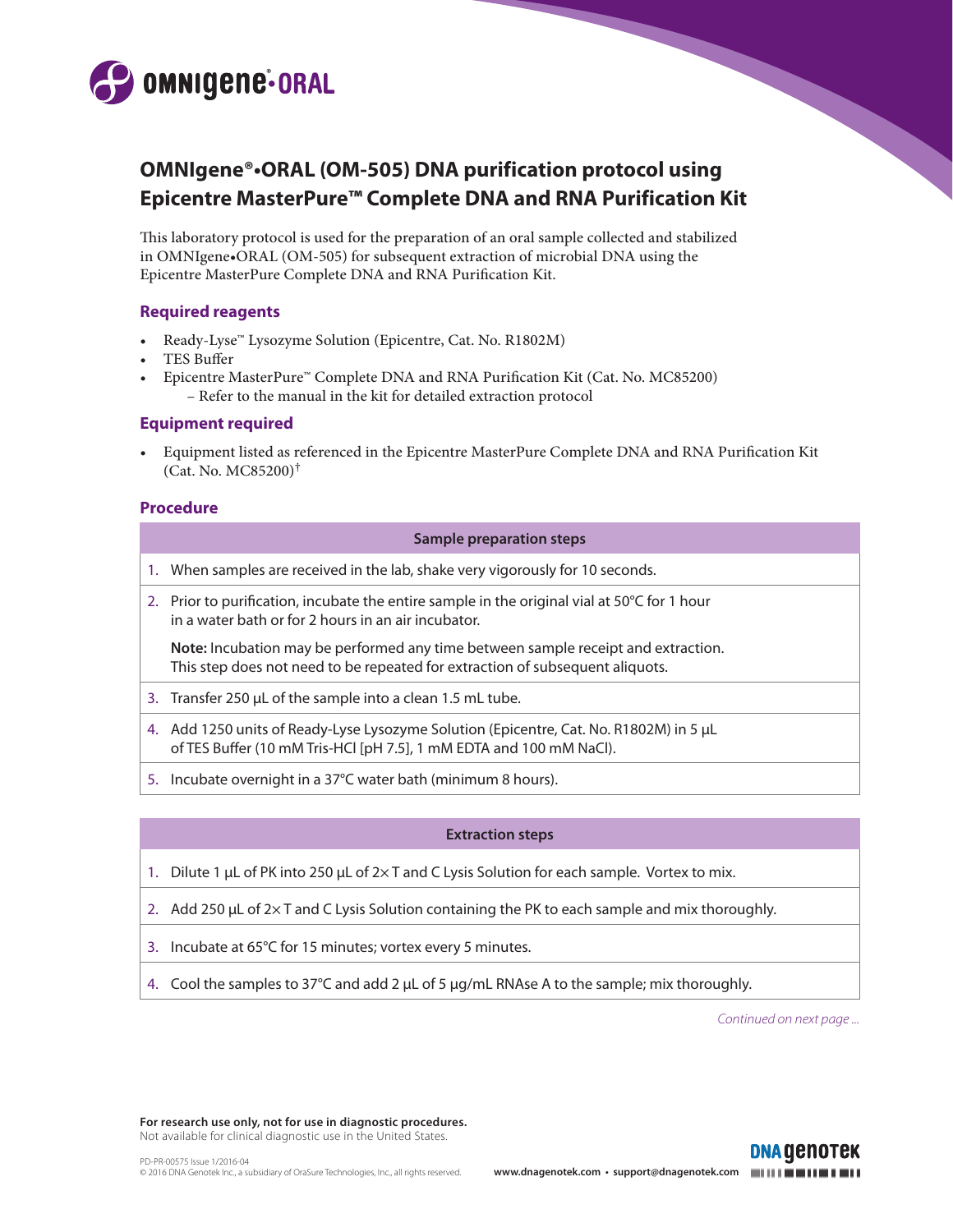# OMNIgene®•ORAL (OM-505) DNA purification protocol using Epicentre MasterPure™ Complete DNA and RNA Purification Kit

This laboratory protocol is used for the preparation of an oral sample collected and stabilized in OMNIgene•ORAL (OM-505) for subsequent extraction of microbial DNA using the Epicentre MasterPure Complete DNA and RNA Purification Kit.

## Required reagents

- Ready-Lyse™ Lysozyme Solution (Epicentre, Cat. No. R1802M)
- TES Buffer
- Epicentre MasterPure™ Complete DNA and RNA Purification Kit (Cat. No. MC85200)
  - Refer to the manual in the kit for detailed extraction protocol

## Equipment required

- Equipment listed as referenced in the Epicentre MasterPure Complete DNA and RNA Purification Kit (Cat. No. MC85200)†

## Procedure

| Sample preparation steps |
|---|
| 1. When samples are received in the lab, shake very vigorously for 10 seconds. |
| 2. Prior to purification, incubate the entire sample in the original vial at 50°C for 1 hour in a water bath or for 2 hours in an air incubator. **Note:** Incubation may be performed any time between sample receipt and extraction. This step does not need to be repeated for extraction of subsequent aliquots. |
| 3. Transfer 250 µL of the sample into a clean 1.5 mL tube. |
| 4. Add 1250 units of Ready-Lyse Lysozyme Solution (Epicentre, Cat. No. R1802M) in 5 µL of TES Buffer (10 mM Tris-HCl [pH 7.5], 1 mM EDTA and 100 mM NaCl). |
| 5. Incubate overnight in a 37°C water bath (minimum 8 hours). |

| Extraction steps |
|---|
| 1. Dilute 1 µL of PK into 250 µL of 2× T and C Lysis Solution for each sample. Vortex to mix. |
| 2. Add 250 µL of 2× T and C Lysis Solution containing the PK to each sample and mix thoroughly. |
| 3. Incubate at 65°C for 15 minutes; vortex every 5 minutes. |
| 4. Cool the samples to 37°C and add 2 µL of 5 µg/mL RNAse A to the sample; mix thoroughly. |

*Continued on next page ...*

**For research use only, not for use in diagnostic procedures.**
Not available for clinical diagnostic use in the United States.

PD-PR-00575 Issue 1/2016-04
© 2016 DNA Genotek Inc., a subsidiary of OraSure Technologies, Inc., all rights reserved.

**www.dnagenotek.com • support@dnagenotek.com**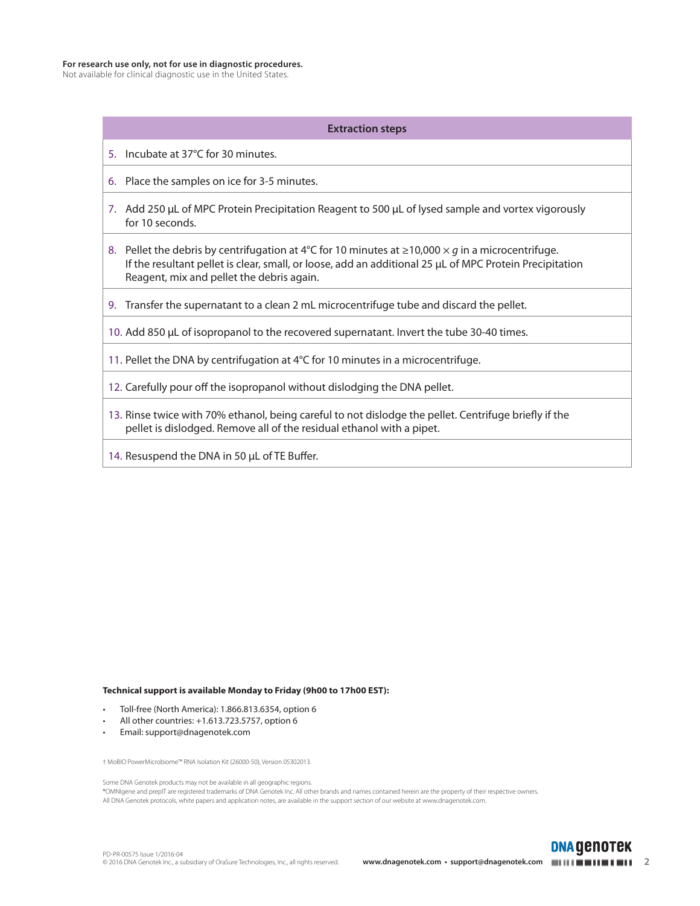**For research use only, not for use in diagnostic procedures.**
Not available for clinical diagnostic use in the United States.

| Extraction steps |
|---|
| 5. Incubate at 37°C for 30 minutes. |
| 6. Place the samples on ice for 3-5 minutes. |
| 7. Add 250 µL of MPC Protein Precipitation Reagent to 500 µL of lysed sample and vortex vigorously for 10 seconds. |
| 8. Pellet the debris by centrifugation at 4°C for 10 minutes at ≥10,000 × $g$ in a microcentrifuge. If the resultant pellet is clear, small, or loose, add an additional 25 µL of MPC Protein Precipitation Reagent, mix and pellet the debris again. |
| 9. Transfer the supernatant to a clean 2 mL microcentrifuge tube and discard the pellet. |
| 10. Add 850 µL of isopropanol to the recovered supernatant. Invert the tube 30-40 times. |
| 11. Pellet the DNA by centrifugation at 4°C for 10 minutes in a microcentrifuge. |
| 12. Carefully pour off the isopropanol without dislodging the DNA pellet. |
| 13. Rinse twice with 70% ethanol, being careful to not dislodge the pellet. Centrifuge briefly if the pellet is dislodged. Remove all of the residual ethanol with a pipet. |
| 14. Resuspend the DNA in 50 µL of TE Buffer. |

**Technical support is available Monday to Friday (9h00 to 17h00 EST):**

- Toll-free (North America): 1.866.813.6354, option 6
- All other countries: +1.613.723.5757, option 6
- Email: support@dnagenotek.com

† MoBIO PowerMicrobiome™ RNA Isolation Kit (26000-50), Version 05302013.

Some DNA Genotek products may not be available in all geographic regions.
®OMNIgene and prepIT are registered trademarks of DNA Genotek Inc. All other brands and names contained herein are the property of their respective owners.
All DNA Genotek protocols, white papers and application notes, are available in the support section of our website at www.dnagenotek.com.

PD-PR-00575 Issue 1/2016-04
© 2016 DNA Genotek Inc., a subsidiary of OraSure Technologies, Inc., all rights reserved.

**www.dnagenotek.com • support@dnagenotek.com**